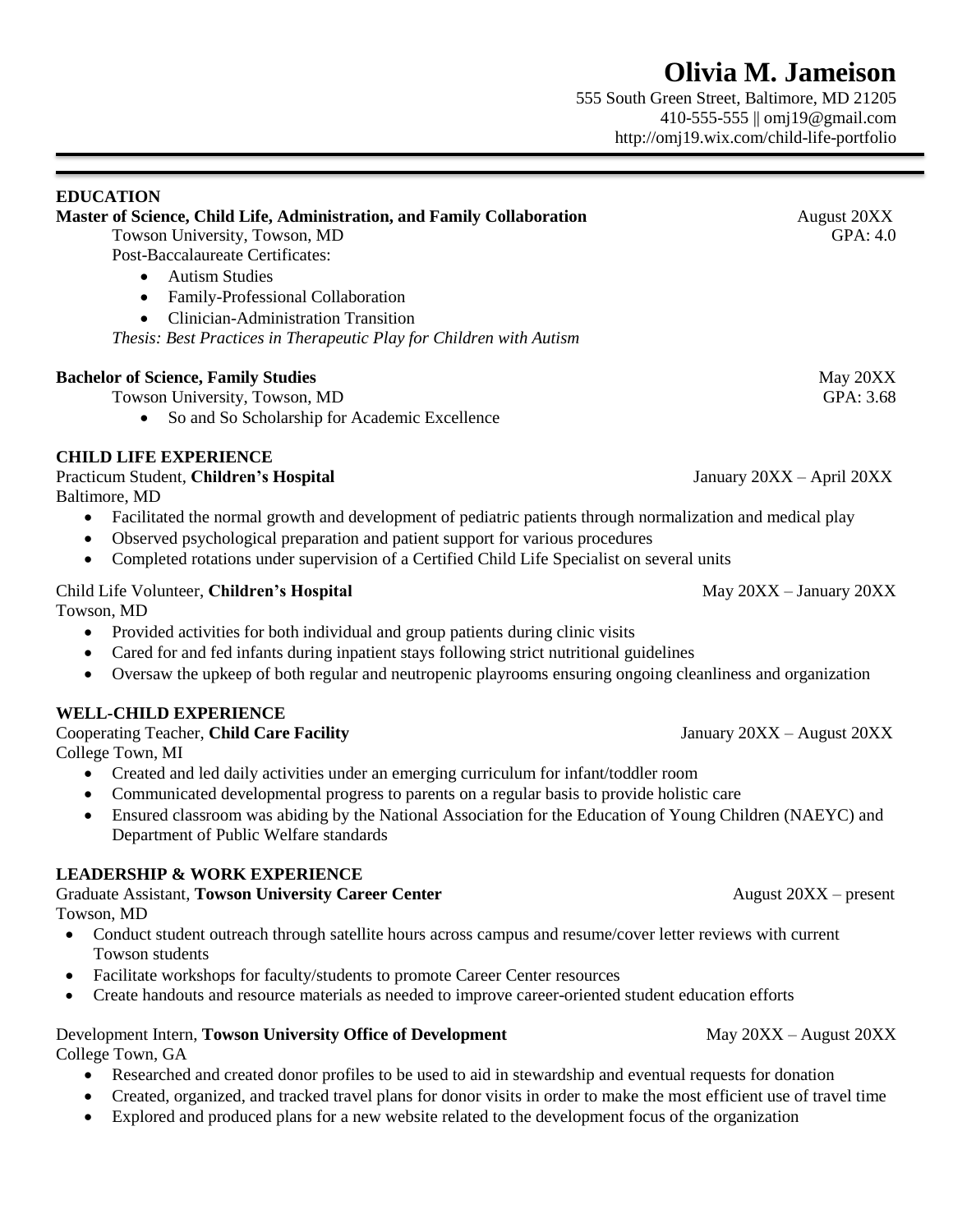# Olivia M. Jameison

555 South Green Street, Baltimore, MD 21205
410-555-555 || omj19@gmail.com
http://omj19.wix.com/child-life-portfolio

---

## EDUCATION

**Master of Science, Child Life, Administration, and Family Collaboration** August 20XX
Towson University, Towson, MD GPA: 4.0
Post-Baccalaureate Certificates:

- Autism Studies
- Family-Professional Collaboration
- Clinician-Administration Transition

*Thesis: Best Practices in Therapeutic Play for Children with Autism*

**Bachelor of Science, Family Studies** May 20XX
Towson University, Towson, MD GPA: 3.68

- So and So Scholarship for Academic Excellence

## CHILD LIFE EXPERIENCE

Practicum Student, **Children's Hospital** January 20XX – April 20XX
Baltimore, MD

- Facilitated the normal growth and development of pediatric patients through normalization and medical play
- Observed psychological preparation and patient support for various procedures
- Completed rotations under supervision of a Certified Child Life Specialist on several units

Child Life Volunteer, **Children's Hospital** May 20XX – January 20XX
Towson, MD

- Provided activities for both individual and group patients during clinic visits
- Cared for and fed infants during inpatient stays following strict nutritional guidelines
- Oversaw the upkeep of both regular and neutropenic playrooms ensuring ongoing cleanliness and organization

## WELL-CHILD EXPERIENCE

Cooperating Teacher, **Child Care Facility** January 20XX – August 20XX
College Town, MI

- Created and led daily activities under an emerging curriculum for infant/toddler room
- Communicated developmental progress to parents on a regular basis to provide holistic care
- Ensured classroom was abiding by the National Association for the Education of Young Children (NAEYC) and Department of Public Welfare standards

## LEADERSHIP & WORK EXPERIENCE

Graduate Assistant, **Towson University Career Center** August 20XX – present
Towson, MD

- Conduct student outreach through satellite hours across campus and resume/cover letter reviews with current Towson students
- Facilitate workshops for faculty/students to promote Career Center resources
- Create handouts and resource materials as needed to improve career-oriented student education efforts

Development Intern, **Towson University Office of Development** May 20XX – August 20XX
College Town, GA

- Researched and created donor profiles to be used to aid in stewardship and eventual requests for donation
- Created, organized, and tracked travel plans for donor visits in order to make the most efficient use of travel time
- Explored and produced plans for a new website related to the development focus of the organization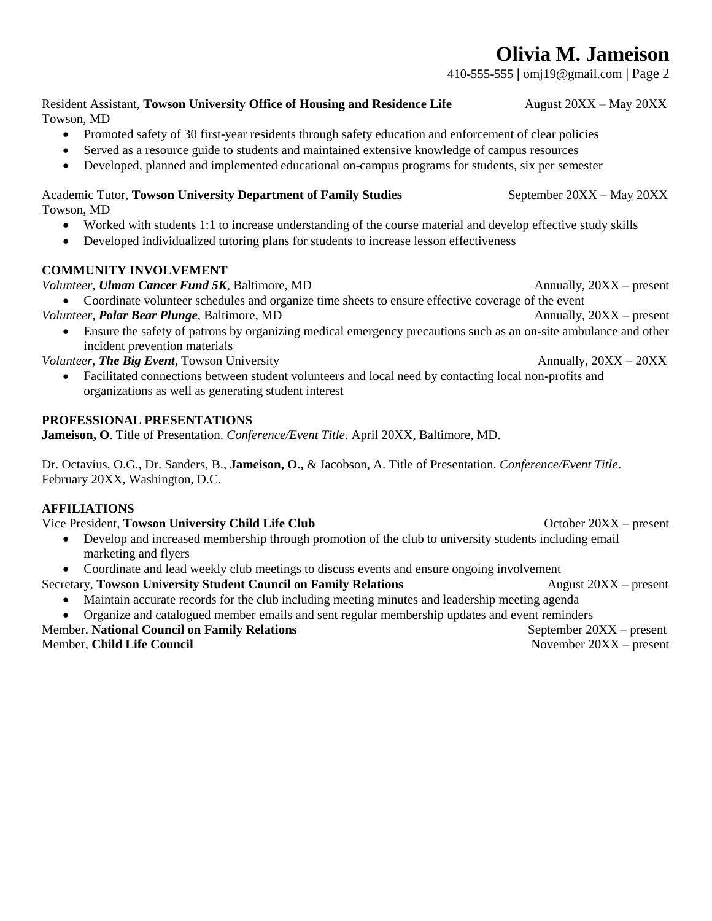Resident Assistant, **Towson University Office of Housing and Residence Life** August 20XX – May 20XX
Towson, MD

- Promoted safety of 30 first-year residents through safety education and enforcement of clear policies
- Served as a resource guide to students and maintained extensive knowledge of campus resources
- Developed, planned and implemented educational on-campus programs for students, six per semester

Academic Tutor, **Towson University Department of Family Studies** September 20XX – May 20XX
Towson, MD

- Worked with students 1:1 to increase understanding of the course material and develop effective study skills
- Developed individualized tutoring plans for students to increase lesson effectiveness

**COMMUNITY INVOLVEMENT**

*Volunteer, **Ulman Cancer Fund 5K***, Baltimore, MD Annually, 20XX – present

- Coordinate volunteer schedules and organize time sheets to ensure effective coverage of the event

*Volunteer, **Polar Bear Plunge***, Baltimore, MD Annually, 20XX – present

- Ensure the safety of patrons by organizing medical emergency precautions such as an on-site ambulance and other incident prevention materials

*Volunteer, **The Big Event***, Towson University Annually, 20XX – 20XX

- Facilitated connections between student volunteers and local need by contacting local non-profits and organizations as well as generating student interest

**PROFESSIONAL PRESENTATIONS**

**Jameison, O**. Title of Presentation. *Conference/Event Title*. April 20XX, Baltimore, MD.

Dr. Octavius, O.G., Dr. Sanders, B., **Jameison, O.,** & Jacobson, A. Title of Presentation. *Conference/Event Title*. February 20XX, Washington, D.C.

**AFFILIATIONS**

Vice President, **Towson University Child Life Club** October 20XX – present

- Develop and increased membership through promotion of the club to university students including email marketing and flyers
- Coordinate and lead weekly club meetings to discuss events and ensure ongoing involvement

Secretary, **Towson University Student Council on Family Relations** August 20XX – present

- Maintain accurate records for the club including meeting minutes and leadership meeting agenda
- Organize and catalogued member emails and sent regular membership updates and event reminders

Member, **National Council on Family Relations** September 20XX – present

Member, **Child Life Council** November 20XX – present